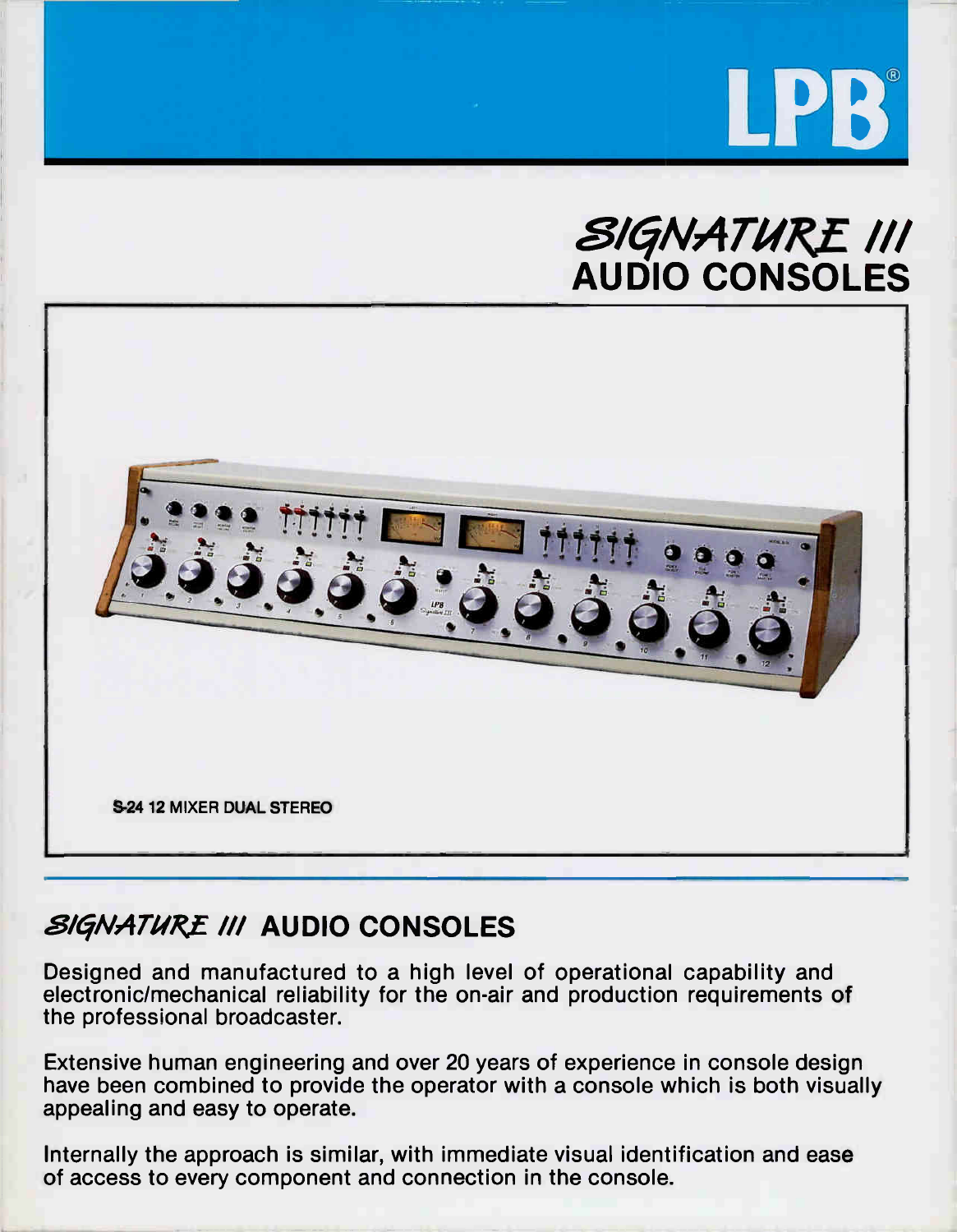LPB®

# SIGNATURE III AUDIO CONSOLES

S-24 12 MIXER DUAL STEREO

## SIGNATURE III AUDIO CONSOLES

Designed and manufactured to a high level of operational capability and electronic/mechanical reliability for the on-air and production requirements of the professional broadcaster.

Extensive human engineering and over 20 years of experience in console design have been combined to provide the operator with a console which is both visually appealing and easy to operate.

Internally the approach is similar, with immediate visual identification and ease of access to every component and connection in the console.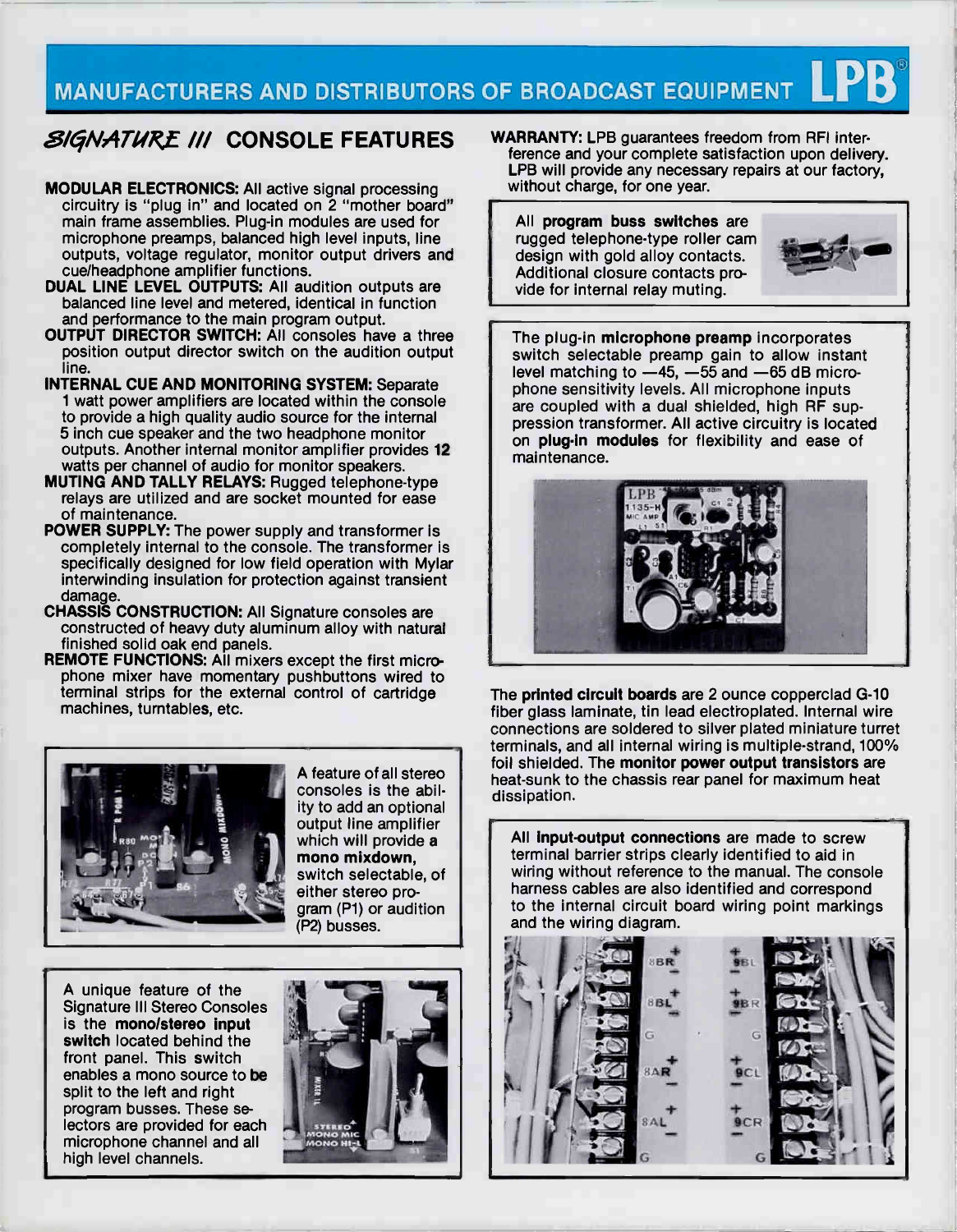## *SIGNATURE III* CONSOLE FEATURES

**MODULAR ELECTRONICS:** All active signal processing circuitry is "plug in" and located on 2 "mother board" main frame assemblies. Plug-in modules are used for microphone preamps, balanced high level inputs, line outputs, voltage regulator, monitor output drivers and cue/headphone amplifier functions.

**DUAL LINE LEVEL OUTPUTS:** All audition outputs are balanced line level and metered, identical in function and performance to the main program output.

**OUTPUT DIRECTOR SWITCH:** All consoles have a three position output director switch on the audition output line.

**INTERNAL CUE AND MONITORING SYSTEM:** Separate 1 watt power amplifiers are located within the console to provide a high quality audio source for the internal 5 inch cue speaker and the two headphone monitor outputs. Another internal monitor amplifier provides **12** watts per channel of audio for monitor speakers.

**MUTING AND TALLY RELAYS:** Rugged telephone-type relays are utilized and are socket mounted for ease of maintenance.

**POWER SUPPLY:** The power supply and transformer is completely internal to the console. The transformer is specifically designed for low field operation with Mylar interwinding insulation for protection against transient damage.

**CHASSIS CONSTRUCTION:** All Signature consoles are constructed of heavy duty aluminum alloy with natural finished solid oak end panels.

**REMOTE FUNCTIONS:** All mixers except the first microphone mixer have momentary pushbuttons wired to terminal strips for the external control of cartridge machines, turntables, etc.

A feature of all stereo consoles is the ability to add an optional output line amplifier which will provide a **mono mixdown,** switch selectable, of either stereo program (P1) or audition (P2) busses.

A unique feature of the Signature III Stereo Consoles is the **mono/stereo input switch** located behind the front panel. This switch enables a mono source to be split to the left and right program busses. These selectors are provided for each microphone channel and all high level channels.

**WARRANTY:** LPB guarantees freedom from RFI interference and your complete satisfaction upon delivery. LPB will provide any necessary repairs at our factory, without charge, for one year.

All **program buss switches** are rugged telephone-type roller cam design with gold alloy contacts. Additional closure contacts provide for internal relay muting.

The plug-in **microphone preamp** incorporates switch selectable preamp gain to allow instant level matching to —45, —55 and —65 dB microphone sensitivity levels. All microphone inputs are coupled with a dual shielded, high RF suppression transformer. All active circuitry is located on **plug-in modules** for flexibility and ease of maintenance.

The **printed circuit boards** are 2 ounce copperclad G-10 fiber glass laminate, tin lead electroplated. Internal wire connections are soldered to silver plated miniature turret terminals, and all internal wiring is multiple-strand, 100% foil shielded. The **monitor power output transistors** are heat-sunk to the chassis rear panel for maximum heat dissipation.

All **input-output connections** are made to screw terminal barrier strips clearly identified to aid in wiring without reference to the manual. The console harness cables are also identified and correspond to the internal circuit board wiring point markings and the wiring diagram.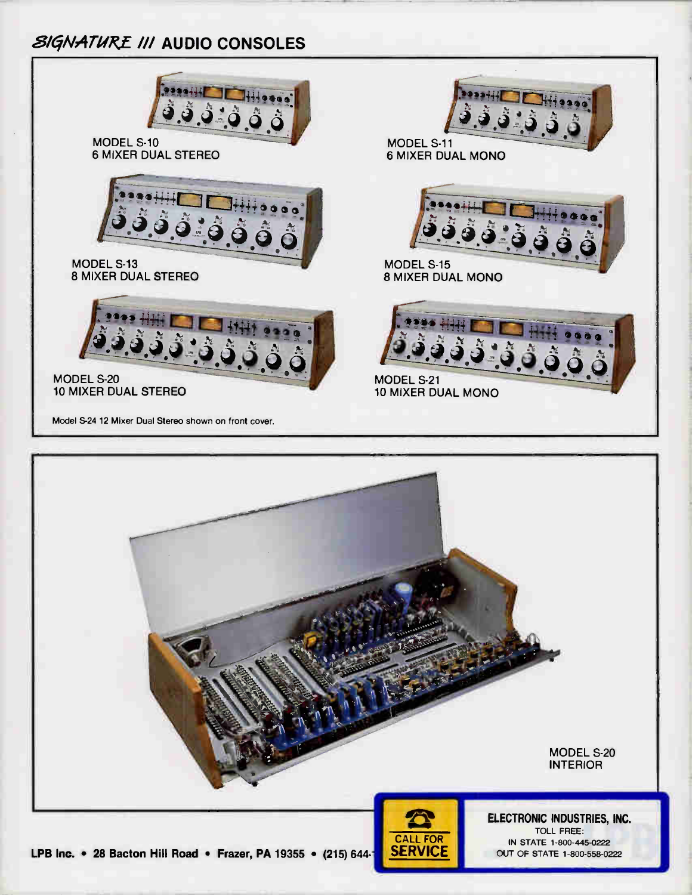## *SIGNATURE III* AUDIO CONSOLES

MODEL S-10
6 MIXER DUAL STEREO

MODEL S-11
6 MIXER DUAL MONO

MODEL S-13
8 MIXER DUAL STEREO

MODEL S-15
8 MIXER DUAL MONO

MODEL S-20
10 MIXER DUAL STEREO

MODEL S-21
10 MIXER DUAL MONO

Model S-24 12 Mixer Dual Stereo shown on front cover.

MODEL S-20
INTERIOR

**LPB Inc. • 28 Bacton Hill Road • Frazer, PA 19355 • (215) 644-**

CALL FOR
**SERVICE**

**ELECTRONIC INDUSTRIES, INC.**
TOLL FREE:
IN STATE 1-800-445-0222
OUT OF STATE 1-800-558-0222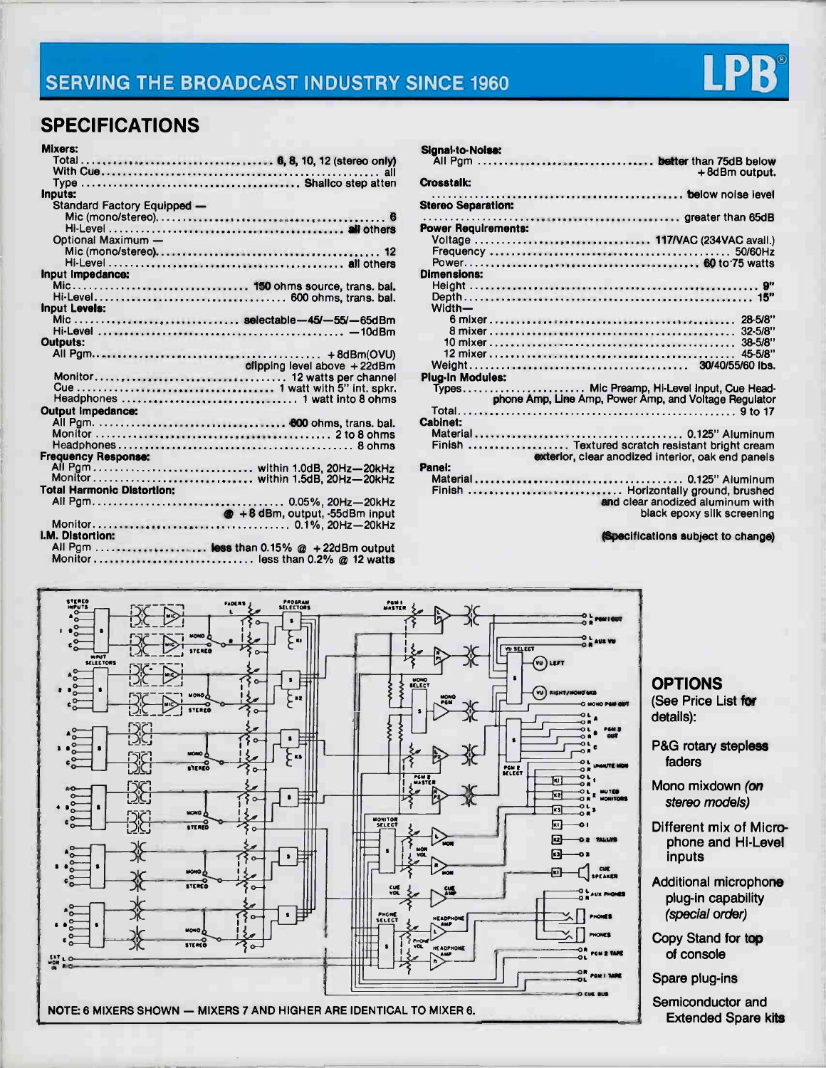## SERVING THE BROADCAST INDUSTRY SINCE 1960

LPB®

## SPECIFICATIONS

**Mixers:**

- Total ............ 6, 8, 10, 12 (stereo only)
- With Cue ............ all
- Type ............ Shallco step atten

**Inputs:**

- Standard Factory Equipped —
  - Mic (mono/stereo) ............ 6
  - Hi-Level ............ all others
- Optional Maximum —
  - Mic (mono/stereo) ............ 12
  - Hi-Level ............ all others

**Input Impedance:**

- Mic ............ 150 ohms source, trans. bal.
- Hi-Level ............ 600 ohms, trans. bal.

**Input Levels:**

- Mic ............ selectable—45/—55/—65dBm
- Hi-Level ............ —10dBm

**Outputs:**

- All Pgm ............ +8dBm(OVU) clipping level above +22dBm
- Monitor ............ 12 watts per channel
- Cue ............ 1 watt with 5" int. spkr.
- Headphones ............ 1 watt into 8 ohms

**Output Impedance:**

- All Pgm ............ 600 ohms, trans. bal.
- Monitor ............ 2 to 8 ohms
- Headphones ............ 8 ohms

**Frequency Response:**

- All Pgm ............ within 1.0dB, 20Hz—20kHz
- Monitor ............ within 1.5dB, 20Hz—20kHz

**Total Harmonic Distortion:**

- All Pgm ............ 0.05%, 20Hz—20kHz @ +8 dBm, output, -55dBm input
- Monitor ............ 0.1%, 20Hz—20kHz

**I.M. Distortion:**

- All Pgm ............ less than 0.15% @ +22dBm output
- Monitor ............ less than 0.2% @ 12 watts

**Signal-to-Noise:**

- All Pgm ............ better than 75dB below +8dBm output.

**Crosstalk:**

- ............ below noise level

**Stereo Separation:**

- ............ greater than 65dB

**Power Requirements:**

- Voltage ............ 117VAC (234VAC avail.)
- Frequency ............ 50/60Hz
- Power ............ 60 to 75 watts

**Dimensions:**

- Height ............ 9"
- Depth ............ 15"
- Width—
  - 6 mixer ............ 28-5/8"
  - 8 mixer ............ 32-5/8"
  - 10 mixer ............ 38-5/8"
  - 12 mixer ............ 45-5/8"
- Weight ............ 30/40/55/60 lbs.

**Plug-In Modules:**

- Types ............ Mic Preamp, Hi-Level Input, Cue Headphone Amp, Line Amp, Power Amp, and Voltage Regulator
- Total ............ 9 to 17

**Cabinet:**

- Material ............ 0.125" Aluminum
- Finish ............ Textured scratch resistant bright cream exterior, clear anodized interior, oak end panels

**Panel:**

- Material ............ 0.125" Aluminum
- Finish ............ Horizontally ground, brushed and clear anodized aluminum with black epoxy silk screening

(Specifications subject to change)

NOTE: 6 MIXERS SHOWN — MIXERS 7 AND HIGHER ARE IDENTICAL TO MIXER 6.

## OPTIONS

(See Price List for details):

- P&G rotary stepless faders
- Mono mixdown *(on stereo models)*
- Different mix of Microphone and Hi-Level inputs
- Additional microphone plug-in capability *(special order)*
- Copy Stand for top of console
- Spare plug-ins
- Semiconductor and Extended Spare kits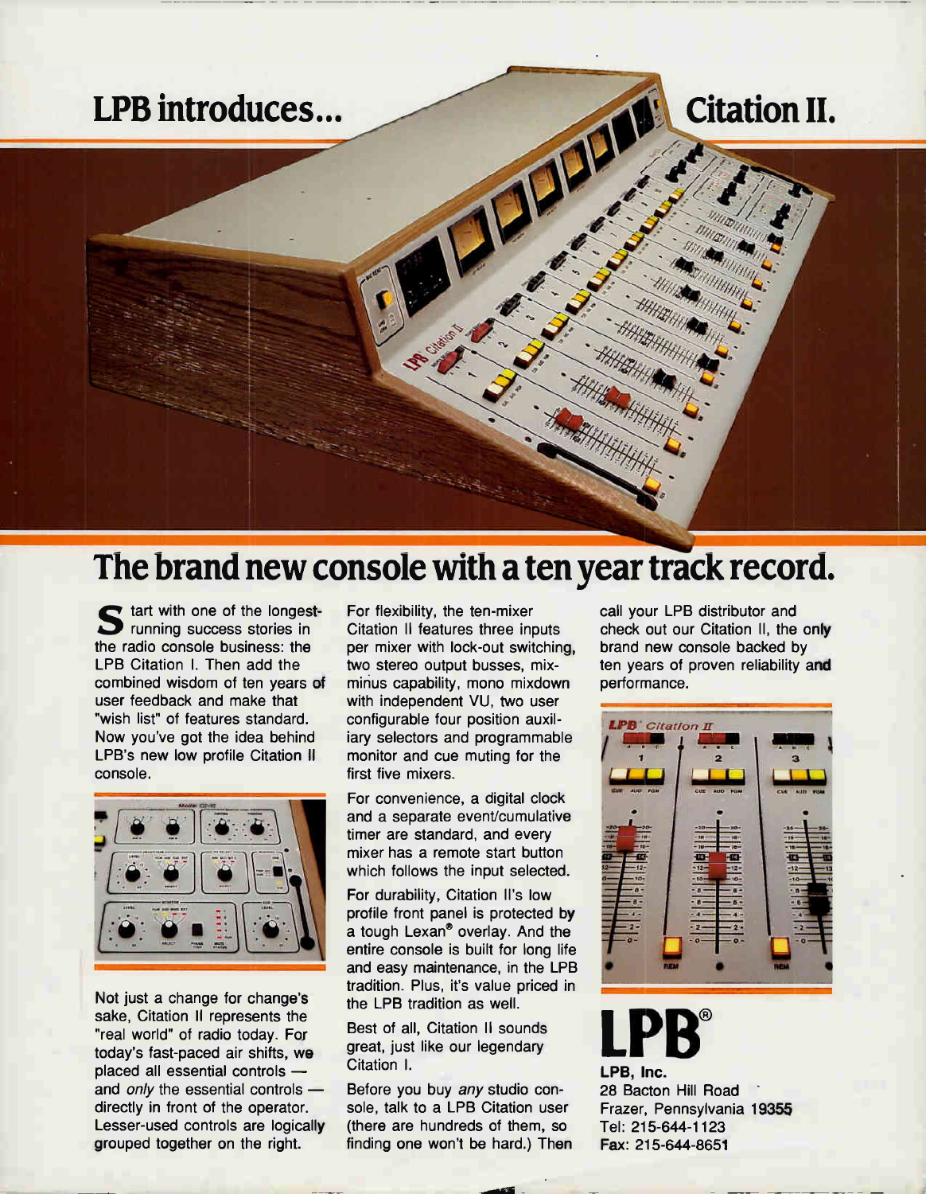# LPB introduces... Citation II.

## The brand new console with a ten year track record.

Start with one of the longest-running success stories in the radio console business: the LPB Citation I. Then add the combined wisdom of ten years of user feedback and make that "wish list" of features standard. Now you've got the idea behind LPB's new low profile Citation II console.

Not just a change for change's sake, Citation II represents the "real world" of radio today. For today's fast-paced air shifts, we placed all essential controls — and *only* the essential controls — directly in front of the operator. Lesser-used controls are logically grouped together on the right.

For flexibility, the ten-mixer Citation II features three inputs per mixer with lock-out switching, two stereo output busses, mix-minus capability, mono mixdown with independent VU, two user configurable four position auxiliary selectors and programmable monitor and cue muting for the first five mixers.

For convenience, a digital clock and a separate event/cumulative timer are standard, and every mixer has a remote start button which follows the input selected.

For durability, Citation II's low profile front panel is protected by a tough Lexan® overlay. And the entire console is built for long life and easy maintenance, in the LPB tradition. Plus, it's value priced in the LPB tradition as well.

Best of all, Citation II sounds great, just like our legendary Citation I.

Before you buy *any* studio console, talk to a LPB Citation user (there are hundreds of them, so finding one won't be hard.) Then call your LPB distributor and check out our Citation II, the **only** brand new console backed by ten years of proven reliability **and** performance.

**LPB®**

**LPB, Inc.**
28 Bacton Hill Road
Frazer, Pennsylvania 19355
Tel: 215-644-1123
Fax: 215-644-8651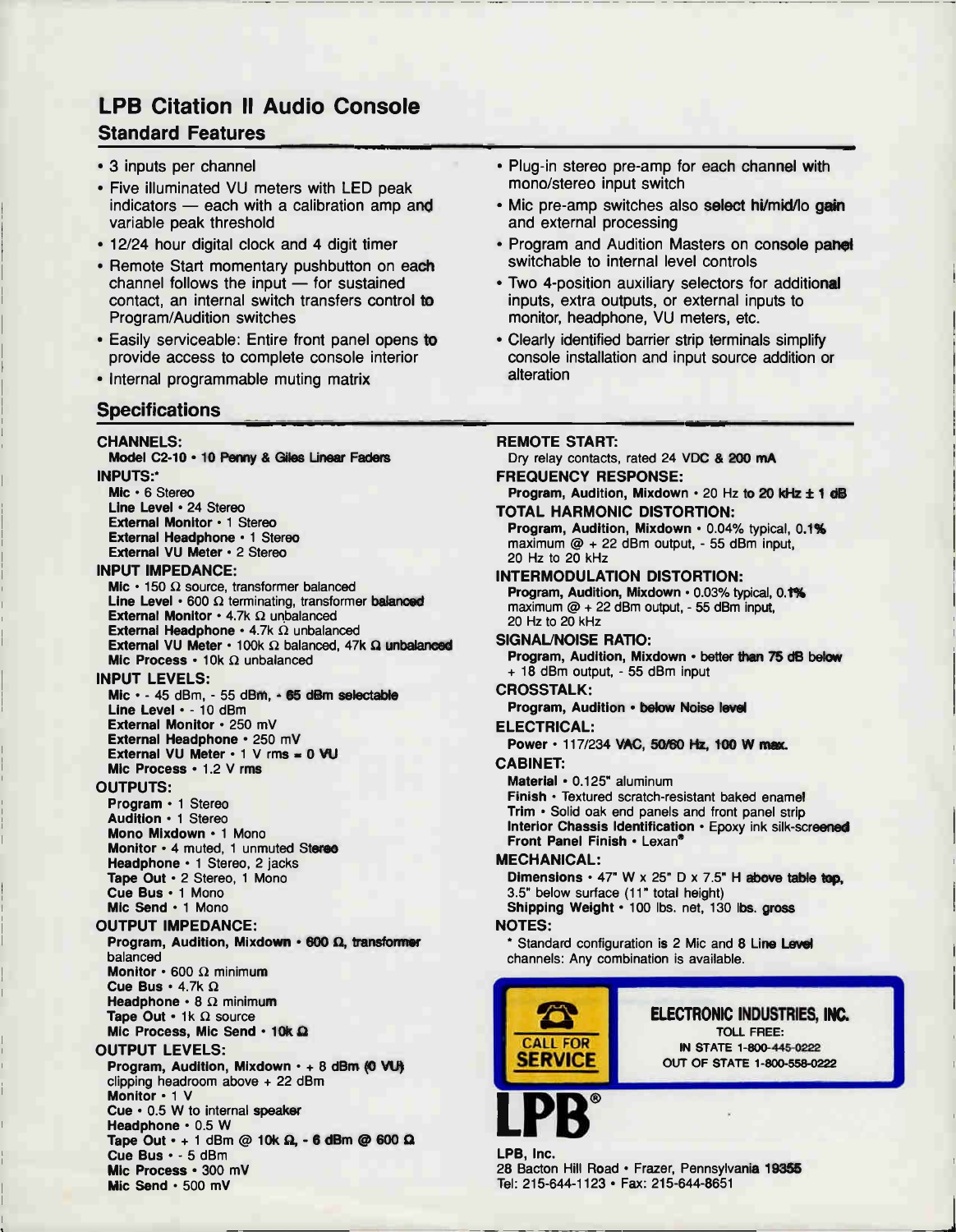# LPB Citation II Audio Console

## Standard Features

- 3 inputs per channel
- Five illuminated VU meters with LED peak indicators — each with a calibration amp and variable peak threshold
- 12/24 hour digital clock and 4 digit timer
- Remote Start momentary pushbutton on each channel follows the input — for sustained contact, an internal switch transfers control to Program/Audition switches
- Easily serviceable: Entire front panel opens to provide access to complete console interior
- Internal programmable muting matrix
- Plug-in stereo pre-amp for each channel with mono/stereo input switch
- Mic pre-amp switches also select hi/mid/lo gain and external processing
- Program and Audition Masters on console panel switchable to internal level controls
- Two 4-position auxiliary selectors for additional inputs, extra outputs, or external inputs to monitor, headphone, VU meters, etc.
- Clearly identified barrier strip terminals simplify console installation and input source addition or alteration

## Specifications

**CHANNELS:**
**Model C2-10** • 10 Penny & Giles Linear Faders

**INPUTS:***
**Mic** • 6 Stereo
**Line Level** • 24 Stereo
**External Monitor** • 1 Stereo
**External Headphone** • 1 Stereo
**External VU Meter** • 2 Stereo

**INPUT IMPEDANCE:**
**Mic** • 150 Ω source, transformer balanced
**Line Level** • 600 Ω terminating, transformer balanced
**External Monitor** • 4.7k Ω unbalanced
**External Headphone** • 4.7k Ω unbalanced
**External VU Meter** • 100k Ω balanced, 47k Ω unbalanced
**Mic Process** • 10k Ω unbalanced

**INPUT LEVELS:**
**Mic** • - 45 dBm, - 55 dBm, - 65 dBm selectable
**Line Level** • - 10 dBm
**External Monitor** • 250 mV
**External Headphone** • 250 mV
**External VU Meter** • 1 V rms = 0 VU
**Mic Process** • 1.2 V rms

**OUTPUTS:**
**Program** • 1 Stereo
**Audition** • 1 Stereo
**Mono Mixdown** • 1 Mono
**Monitor** • 4 muted, 1 unmuted Stereo
**Headphone** • 1 Stereo, 2 jacks
**Tape Out** • 2 Stereo, 1 Mono
**Cue Bus** • 1 Mono
**Mic Send** • 1 Mono

**OUTPUT IMPEDANCE:**
**Program, Audition, Mixdown** • 600 Ω, transformer balanced
**Monitor** • 600 Ω minimum
**Cue Bus** • 4.7k Ω
**Headphone** • 8 Ω minimum
**Tape Out** • 1k Ω source
**Mic Process, Mic Send** • 10k Ω

**OUTPUT LEVELS:**
**Program, Audition, Mixdown** • + 8 dBm (0 VU) clipping headroom above + 22 dBm
**Monitor** • 1 V
**Cue** • 0.5 W to internal speaker
**Headphone** • 0.5 W
**Tape Out** • + 1 dBm @ 10k Ω, - 6 dBm @ 600 Ω
**Cue Bus** • - 5 dBm
**Mic Process** • 300 mV
**Mic Send** • 500 mV

**REMOTE START:**
Dry relay contacts, rated 24 VDC & 200 mA

**FREQUENCY RESPONSE:**
**Program, Audition, Mixdown** • 20 Hz to 20 kHz ± 1 dB

**TOTAL HARMONIC DISTORTION:**
**Program, Audition, Mixdown** • 0.04% typical, 0.1% maximum @ + 22 dBm output, - 55 dBm input, 20 Hz to 20 kHz

**INTERMODULATION DISTORTION:**
**Program, Audition, Mixdown** • 0.03% typical, 0.1% maximum @ + 22 dBm output, - 55 dBm input, 20 Hz to 20 kHz

**SIGNAL/NOISE RATIO:**
**Program, Audition, Mixdown** • better than 75 dB below + 18 dBm output, - 55 dBm input

**CROSSTALK:**
**Program, Audition** • below Noise level

**ELECTRICAL:**
**Power** • 117/234 VAC, 50/60 Hz, 100 W max.

**CABINET:**
**Material** • 0.125" aluminum
**Finish** • Textured scratch-resistant baked enamel
**Trim** • Solid oak end panels and front panel strip
**Interior Chassis Identification** • Epoxy ink silk-screened
**Front Panel Finish** • Lexan®

**MECHANICAL:**
**Dimensions** • 47" W x 25" D x 7.5" H above table top, 3.5" below surface (11" total height)
**Shipping Weight** • 100 lbs. net, 130 lbs. gross

**NOTES:**
* Standard configuration is 2 Mic and 8 Line Level channels: Any combination is available.

CALL FOR SERVICE

**ELECTRONIC INDUSTRIES, INC.**
TOLL FREE:
IN STATE 1-800-445-0222
OUT OF STATE 1-800-558-0222

LPB®

LPB, Inc.
28 Bacton Hill Road • Frazer, Pennsylvania 19355
Tel: 215-644-1123 • Fax: 215-644-8651